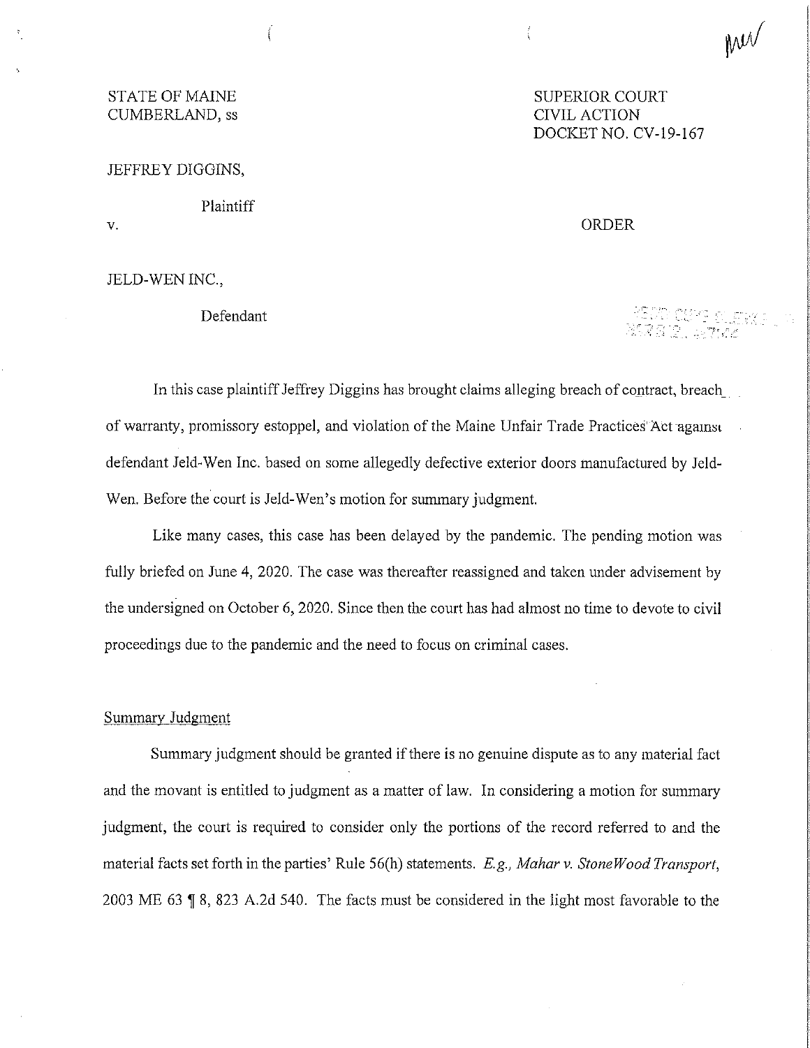STATE OF MAINE
CUMBERLAND, ss

SUPERIOR COURT
CIVIL ACTION
DOCKET NO. CV-19-167

JEFFREY DIGGINS,

Plaintiff

v.

ORDER

JELD-WEN INC.,

Defendant

In this case plaintiff Jeffrey Diggins has brought claims alleging breach of contract, breach of warranty, promissory estoppel, and violation of the Maine Unfair Trade Practices Act against defendant Jeld-Wen Inc. based on some allegedly defective exterior doors manufactured by Jeld-Wen. Before the court is Jeld-Wen's motion for summary judgment.

Like many cases, this case has been delayed by the pandemic. The pending motion was fully briefed on June 4, 2020. The case was thereafter reassigned and taken under advisement by the undersigned on October 6, 2020. Since then the court has had almost no time to devote to civil proceedings due to the pandemic and the need to focus on criminal cases.

Summary Judgment

Summary judgment should be granted if there is no genuine dispute as to any material fact and the movant is entitled to judgment as a matter of law. In considering a motion for summary judgment, the court is required to consider only the portions of the record referred to and the material facts set forth in the parties' Rule 56(h) statements. *E.g., Mahar v. StoneWood Transport*, 2003 ME 63 ¶ 8, 823 A.2d 540. The facts must be considered in the light most favorable to the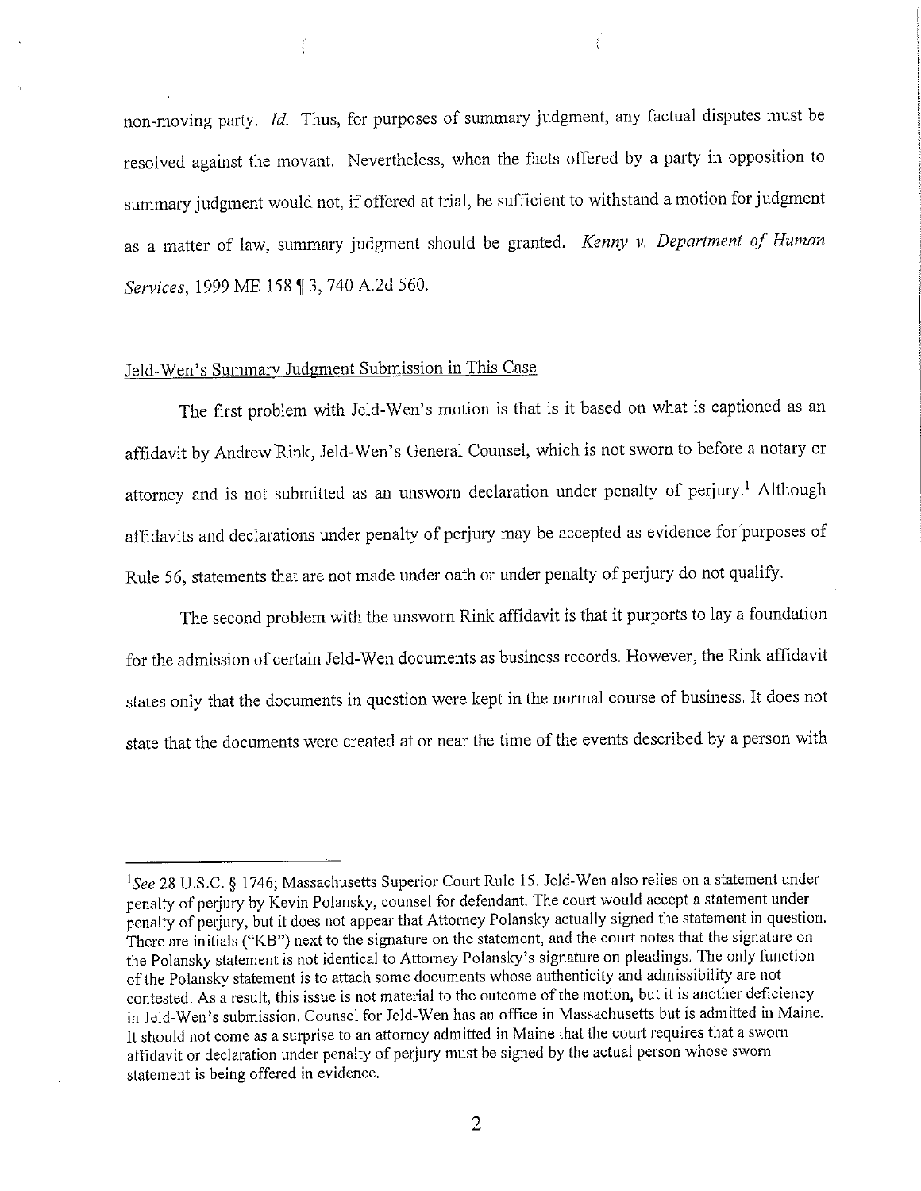non-moving party. *Id.* Thus, for purposes of summary judgment, any factual disputes must be resolved against the movant. Nevertheless, when the facts offered by a party in opposition to summary judgment would not, if offered at trial, be sufficient to withstand a motion for judgment as a matter of law, summary judgment should be granted. *Kenny v. Department of Human Services*, 1999 ME 158 ¶ 3, 740 A.2d 560.

Jeld-Wen's Summary Judgment Submission in This Case

The first problem with Jeld-Wen's motion is that is it based on what is captioned as an affidavit by Andrew Rink, Jeld-Wen's General Counsel, which is not sworn to before a notary or attorney and is not submitted as an unsworn declaration under penalty of perjury.[1] Although affidavits and declarations under penalty of perjury may be accepted as evidence for purposes of Rule 56, statements that are not made under oath or under penalty of perjury do not qualify.

The second problem with the unsworn Rink affidavit is that it purports to lay a foundation for the admission of certain Jeld-Wen documents as business records. However, the Rink affidavit states only that the documents in question were kept in the normal course of business. It does not state that the documents were created at or near the time of the events described by a person with

---

[1] *See* 28 U.S.C. § 1746; Massachusetts Superior Court Rule 15. Jeld-Wen also relies on a statement under penalty of perjury by Kevin Polansky, counsel for defendant. The court would accept a statement under penalty of perjury, but it does not appear that Attorney Polansky actually signed the statement in question. There are initials ("KB") next to the signature on the statement, and the court notes that the signature on the Polansky statement is not identical to Attorney Polansky's signature on pleadings. The only function of the Polansky statement is to attach some documents whose authenticity and admissibility are not contested. As a result, this issue is not material to the outcome of the motion, but it is another deficiency in Jeld-Wen's submission. Counsel for Jeld-Wen has an office in Massachusetts but is admitted in Maine. It should not come as a surprise to an attorney admitted in Maine that the court requires that a sworn affidavit or declaration under penalty of perjury must be signed by the actual person whose sworn statement is being offered in evidence.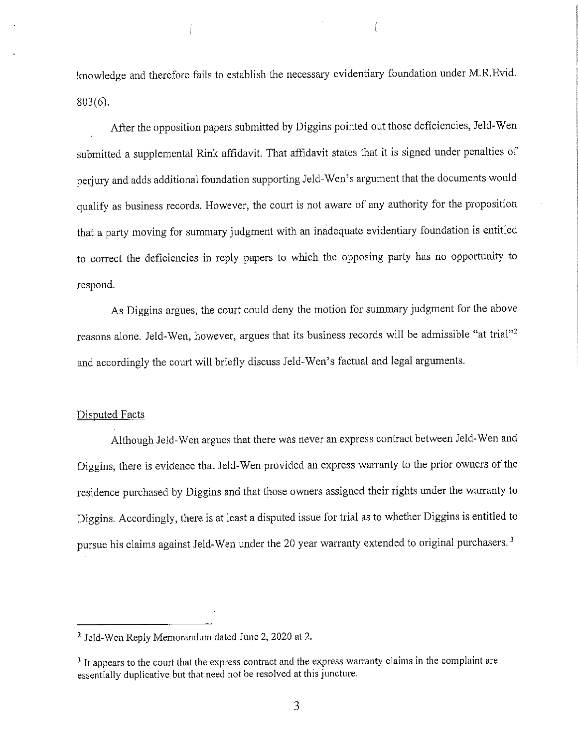knowledge and therefore fails to establish the necessary evidentiary foundation under M.R.Evid. 803(6).

After the opposition papers submitted by Diggins pointed out those deficiencies, Jeld-Wen submitted a supplemental Rink affidavit. That affidavit states that it is signed under penalties of perjury and adds additional foundation supporting Jeld-Wen's argument that the documents would qualify as business records. However, the court is not aware of any authority for the proposition that a party moving for summary judgment with an inadequate evidentiary foundation is entitled to correct the deficiencies in reply papers to which the opposing party has no opportunity to respond.

As Diggins argues, the court could deny the motion for summary judgment for the above reasons alone. Jeld-Wen, however, argues that its business records will be admissible "at trial"[2] and accordingly the court will briefly discuss Jeld-Wen's factual and legal arguments.

Disputed Facts

Although Jeld-Wen argues that there was never an express contract between Jeld-Wen and Diggins, there is evidence that Jeld-Wen provided an express warranty to the prior owners of the residence purchased by Diggins and that those owners assigned their rights under the warranty to Diggins. Accordingly, there is at least a disputed issue for trial as to whether Diggins is entitled to pursue his claims against Jeld-Wen under the 20 year warranty extended to original purchasers.[3]

---

[2] Jeld-Wen Reply Memorandum dated June 2, 2020 at 2.

[3] It appears to the court that the express contract and the express warranty claims in the complaint are essentially duplicative but that need not be resolved at this juncture.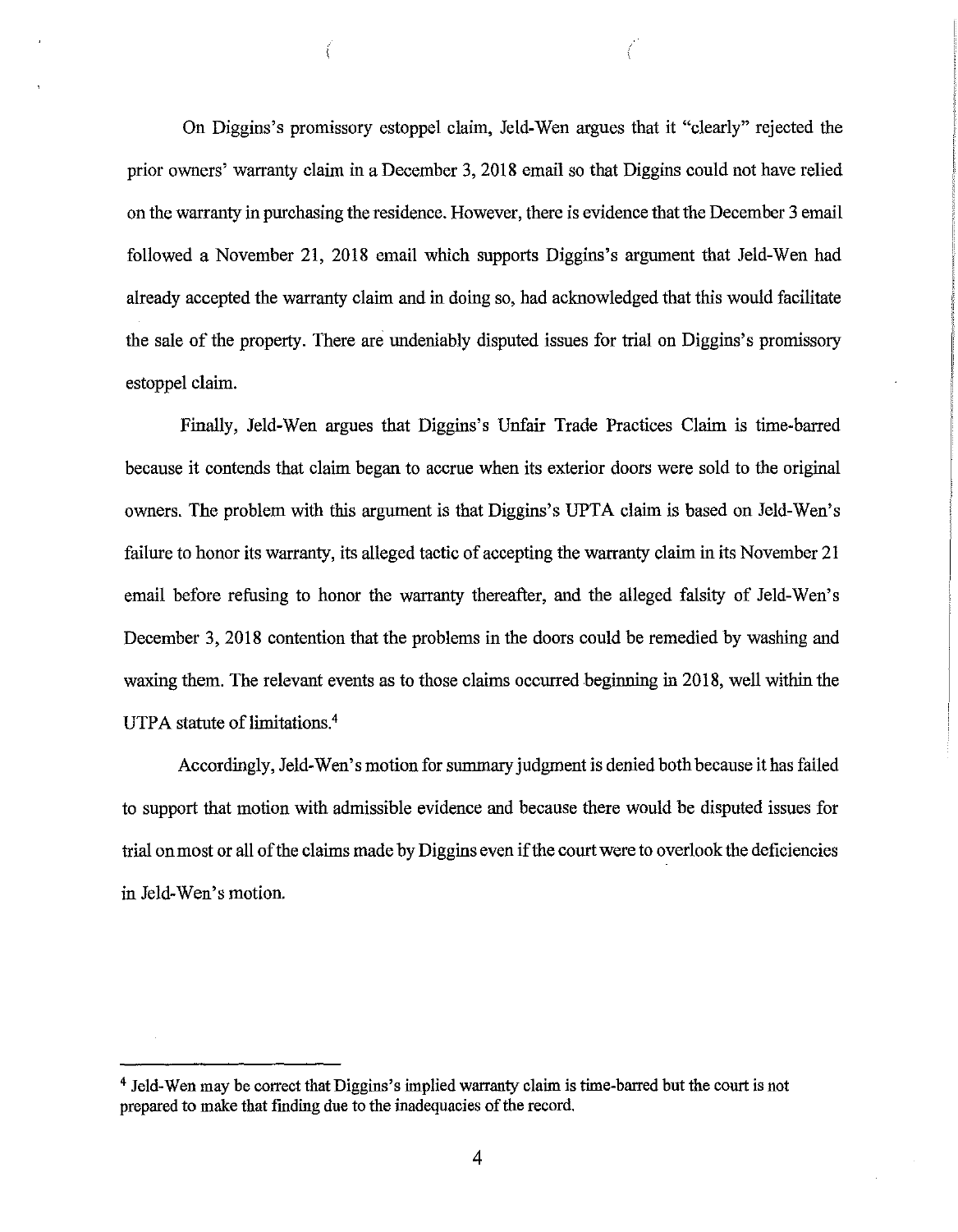On Diggins's promissory estoppel claim, Jeld-Wen argues that it "clearly" rejected the prior owners' warranty claim in a December 3, 2018 email so that Diggins could not have relied on the warranty in purchasing the residence. However, there is evidence that the December 3 email followed a November 21, 2018 email which supports Diggins's argument that Jeld-Wen had already accepted the warranty claim and in doing so, had acknowledged that this would facilitate the sale of the property. There are undeniably disputed issues for trial on Diggins's promissory estoppel claim.

Finally, Jeld-Wen argues that Diggins's Unfair Trade Practices Claim is time-barred because it contends that claim began to accrue when its exterior doors were sold to the original owners. The problem with this argument is that Diggins's UPTA claim is based on Jeld-Wen's failure to honor its warranty, its alleged tactic of accepting the warranty claim in its November 21 email before refusing to honor the warranty thereafter, and the alleged falsity of Jeld-Wen's December 3, 2018 contention that the problems in the doors could be remedied by washing and waxing them. The relevant events as to those claims occurred beginning in 2018, well within the UTPA statute of limitations.[4]

Accordingly, Jeld-Wen's motion for summary judgment is denied both because it has failed to support that motion with admissible evidence and because there would be disputed issues for trial on most or all of the claims made by Diggins even if the court were to overlook the deficiencies in Jeld-Wen's motion.

---

[4] Jeld-Wen may be correct that Diggins's implied warranty claim is time-barred but the court is not prepared to make that finding due to the inadequacies of the record.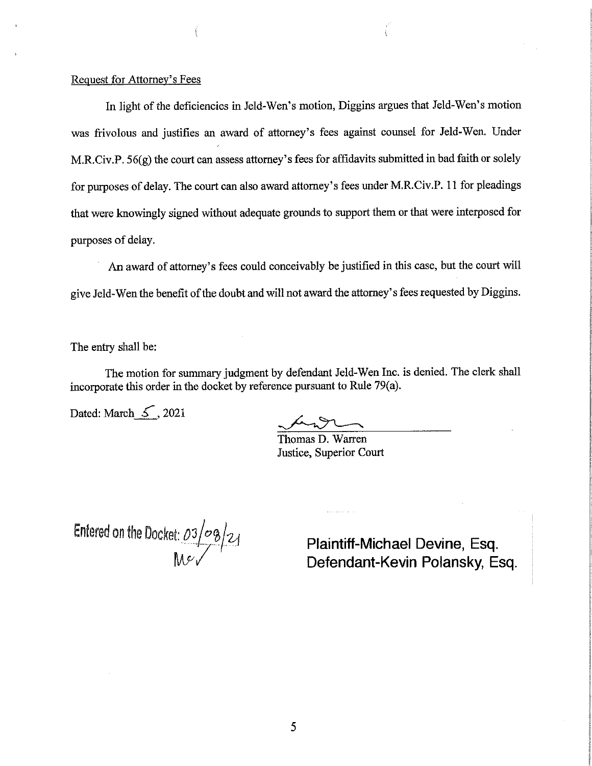Request for Attorney's Fees

In light of the deficiencies in Jeld-Wen's motion, Diggins argues that Jeld-Wen's motion was frivolous and justifies an award of attorney's fees against counsel for Jeld-Wen. Under M.R.Civ.P. 56(g) the court can assess attorney's fees for affidavits submitted in bad faith or solely for purposes of delay. The court can also award attorney's fees under M.R.Civ.P. 11 for pleadings that were knowingly signed without adequate grounds to support them or that were interposed for purposes of delay.

An award of attorney's fees could conceivably be justified in this case, but the court will give Jeld-Wen the benefit of the doubt and will not award the attorney's fees requested by Diggins.

The entry shall be:

The motion for summary judgment by defendant Jeld-Wen Inc. is denied. The clerk shall incorporate this order in the docket by reference pursuant to Rule 79(a).

Dated: March 5, 2021

Thomas D. Warren
Justice, Superior Court

Entered on the Docket: 03/08/21
MC

**Plaintiff-Michael Devine, Esq.**
**Defendant-Kevin Polansky, Esq.**